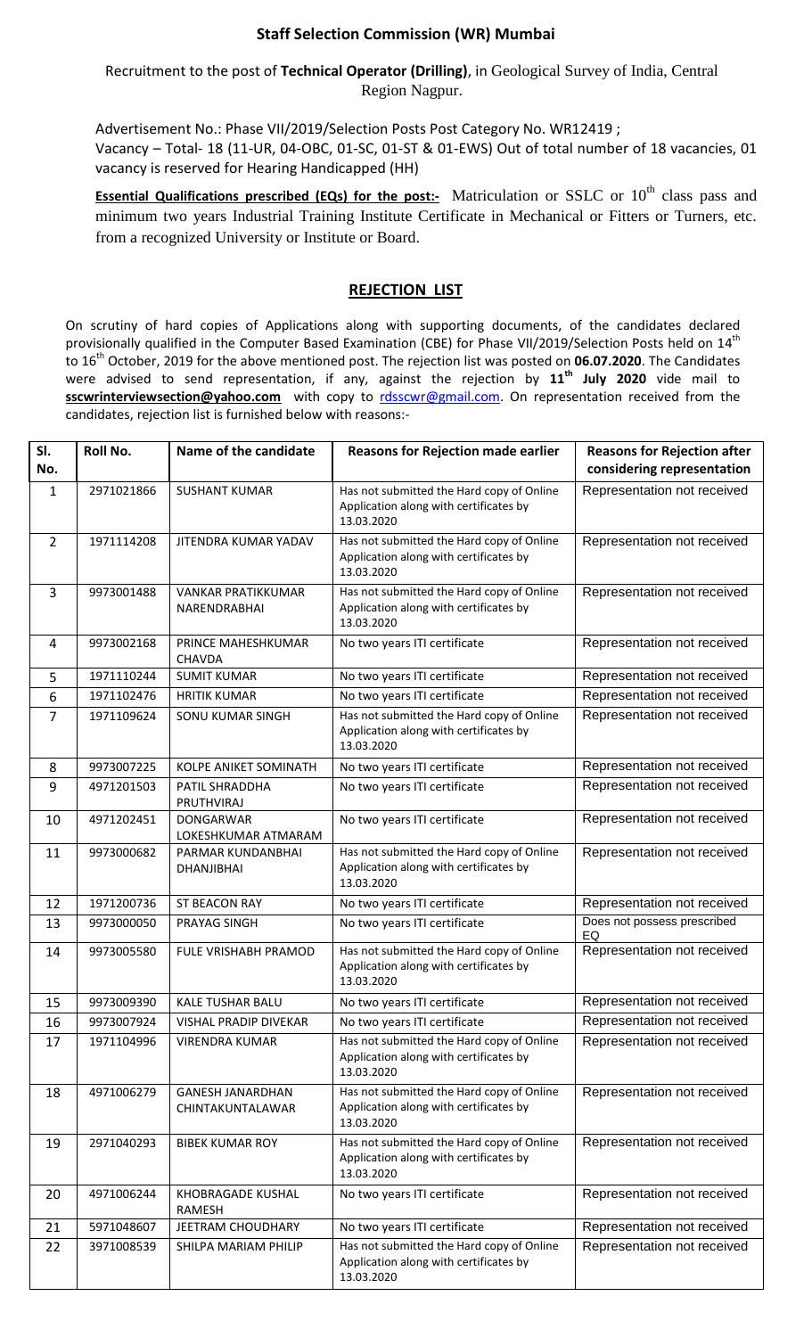## Staff Selection Commission (WR) Mumbai

Recruitment to the post of **Technical Operator (Drilling)**, in Geological Survey of India, Central Region Nagpur.

Advertisement No.: Phase VII/2019/Selection Posts Post Category No. WR12419 ;
Vacancy – Total- 18 (11-UR, 04-OBC, 01-SC, 01-ST & 01-EWS) Out of total number of 18 vacancies, 01 vacancy is reserved for Hearing Handicapped (HH)

**Essential Qualifications prescribed (EQs) for the post:-** Matriculation or SSLC or $10^{th}$ class pass and minimum two years Industrial Training Institute Certificate in Mechanical or Fitters or Turners, etc. from a recognized University or Institute or Board.

## REJECTION LIST

On scrutiny of hard copies of Applications along with supporting documents, of the candidates declared provisionally qualified in the Computer Based Examination (CBE) for Phase VII/2019/Selection Posts held on $14^{th}$ to $16^{th}$ October, 2019 for the above mentioned post. The rejection list was posted on **06.07.2020**. The Candidates were advised to send representation, if any, against the rejection by **$11^{th}$ July 2020** vide mail to **sscwrinterviewsection@yahoo.com** with copy to rdsscwr@gmail.com. On representation received from the candidates, rejection list is furnished below with reasons:-

| Sl. No. | Roll No. | Name of the candidate | Reasons for Rejection made earlier | Reasons for Rejection after considering representation |
|---|---|---|---|---|
| 1 | 2971021866 | SUSHANT KUMAR | Has not submitted the Hard copy of Online Application along with certificates by 13.03.2020 | Representation not received |
| 2 | 1971114208 | JITENDRA KUMAR YADAV | Has not submitted the Hard copy of Online Application along with certificates by 13.03.2020 | Representation not received |
| 3 | 9973001488 | VANKAR PRATIKKUMAR NARENDRABHAI | Has not submitted the Hard copy of Online Application along with certificates by 13.03.2020 | Representation not received |
| 4 | 9973002168 | PRINCE MAHESHKUMAR CHAVDA | No two years ITI certificate | Representation not received |
| 5 | 1971110244 | SUMIT KUMAR | No two years ITI certificate | Representation not received |
| 6 | 1971102476 | HRITIK KUMAR | No two years ITI certificate | Representation not received |
| 7 | 1971109624 | SONU KUMAR SINGH | Has not submitted the Hard copy of Online Application along with certificates by 13.03.2020 | Representation not received |
| 8 | 9973007225 | KOLPE ANIKET SOMINATH | No two years ITI certificate | Representation not received |
| 9 | 4971201503 | PATIL SHRADDHA PRUTHVIRAJ | No two years ITI certificate | Representation not received |
| 10 | 4971202451 | DONGARWAR LOKESHKUMAR ATMARAM | No two years ITI certificate | Representation not received |
| 11 | 9973000682 | PARMAR KUNDANBHAI DHANJIBHAI | Has not submitted the Hard copy of Online Application along with certificates by 13.03.2020 | Representation not received |
| 12 | 1971200736 | ST BEACON RAY | No two years ITI certificate | Representation not received |
| 13 | 9973000050 | PRAYAG SINGH | No two years ITI certificate | Does not possess prescribed EQ |
| 14 | 9973005580 | FULE VRISHABH PRAMOD | Has not submitted the Hard copy of Online Application along with certificates by 13.03.2020 | Representation not received |
| 15 | 9973009390 | KALE TUSHAR BALU | No two years ITI certificate | Representation not received |
| 16 | 9973007924 | VISHAL PRADIP DIVEKAR | No two years ITI certificate | Representation not received |
| 17 | 1971104996 | VIRENDRA KUMAR | Has not submitted the Hard copy of Online Application along with certificates by 13.03.2020 | Representation not received |
| 18 | 4971006279 | GANESH JANARDHAN CHINTAKUNTALAWAR | Has not submitted the Hard copy of Online Application along with certificates by 13.03.2020 | Representation not received |
| 19 | 2971040293 | BIBEK KUMAR ROY | Has not submitted the Hard copy of Online Application along with certificates by 13.03.2020 | Representation not received |
| 20 | 4971006244 | KHOBRAGADE KUSHAL RAMESH | No two years ITI certificate | Representation not received |
| 21 | 5971048607 | JEETRAM CHOUDHARY | No two years ITI certificate | Representation not received |
| 22 | 3971008539 | SHILPA MARIAM PHILIP | Has not submitted the Hard copy of Online Application along with certificates by 13.03.2020 | Representation not received |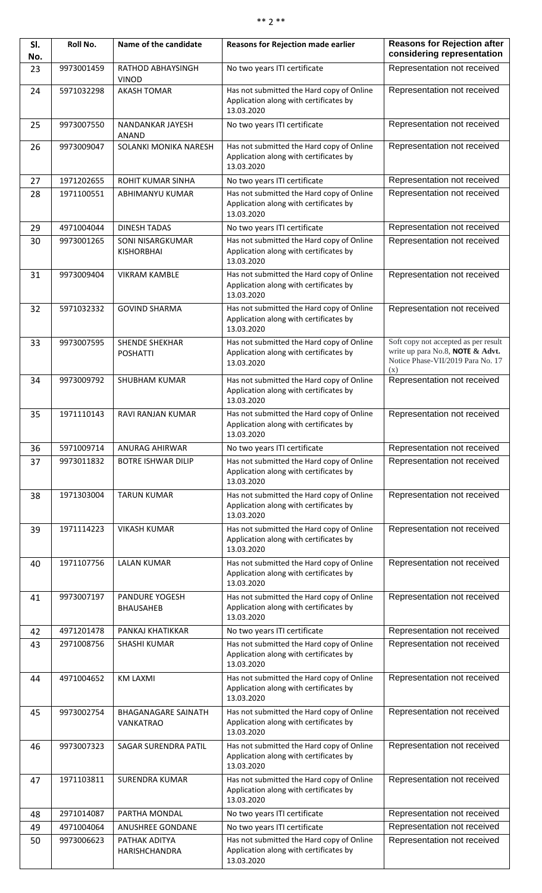| Sl. No. | Roll No. | Name of the candidate | Reasons for Rejection made earlier | Reasons for Rejection after considering representation |
|---|---|---|---|---|
| 23 | 9973001459 | RATHOD ABHAYSINGH VINOD | No two years ITI certificate | Representation not received |
| 24 | 5971032298 | AKASH TOMAR | Has not submitted the Hard copy of Online Application along with certificates by 13.03.2020 | Representation not received |
| 25 | 9973007550 | NANDANKAR JAYESH ANAND | No two years ITI certificate | Representation not received |
| 26 | 9973009047 | SOLANKI MONIKA NARESH | Has not submitted the Hard copy of Online Application along with certificates by 13.03.2020 | Representation not received |
| 27 | 1971202655 | ROHIT KUMAR SINHA | No two years ITI certificate | Representation not received |
| 28 | 1971100551 | ABHIMANYU KUMAR | Has not submitted the Hard copy of Online Application along with certificates by 13.03.2020 | Representation not received |
| 29 | 4971004044 | DINESH TADAS | No two years ITI certificate | Representation not received |
| 30 | 9973001265 | SONI NISARGKUMAR KISHORBHAI | Has not submitted the Hard copy of Online Application along with certificates by 13.03.2020 | Representation not received |
| 31 | 9973009404 | VIKRAM KAMBLE | Has not submitted the Hard copy of Online Application along with certificates by 13.03.2020 | Representation not received |
| 32 | 5971032332 | GOVIND SHARMA | Has not submitted the Hard copy of Online Application along with certificates by 13.03.2020 | Representation not received |
| 33 | 9973007595 | SHENDE SHEKHAR POSHATTI | Has not submitted the Hard copy of Online Application along with certificates by 13.03.2020 | Soft copy not accepted as per result write up para No.8, **NOTE & Advt.** Notice Phase-VII/2019 Para No. 17 (x) |
| 34 | 9973009792 | SHUBHAM KUMAR | Has not submitted the Hard copy of Online Application along with certificates by 13.03.2020 | Representation not received |
| 35 | 1971110143 | RAVI RANJAN KUMAR | Has not submitted the Hard copy of Online Application along with certificates by 13.03.2020 | Representation not received |
| 36 | 5971009714 | ANURAG AHIRWAR | No two years ITI certificate | Representation not received |
| 37 | 9973011832 | BOTRE ISHWAR DILIP | Has not submitted the Hard copy of Online Application along with certificates by 13.03.2020 | Representation not received |
| 38 | 1971303004 | TARUN KUMAR | Has not submitted the Hard copy of Online Application along with certificates by 13.03.2020 | Representation not received |
| 39 | 1971114223 | VIKASH KUMAR | Has not submitted the Hard copy of Online Application along with certificates by 13.03.2020 | Representation not received |
| 40 | 1971107756 | LALAN KUMAR | Has not submitted the Hard copy of Online Application along with certificates by 13.03.2020 | Representation not received |
| 41 | 9973007197 | PANDURE YOGESH BHAUSAHEB | Has not submitted the Hard copy of Online Application along with certificates by 13.03.2020 | Representation not received |
| 42 | 4971201478 | PANKAJ KHATIKKAR | No two years ITI certificate | Representation not received |
| 43 | 2971008756 | SHASHI KUMAR | Has not submitted the Hard copy of Online Application along with certificates by 13.03.2020 | Representation not received |
| 44 | 4971004652 | KM LAXMI | Has not submitted the Hard copy of Online Application along with certificates by 13.03.2020 | Representation not received |
| 45 | 9973002754 | BHAGANAGARE SAINATH VANKATRAO | Has not submitted the Hard copy of Online Application along with certificates by 13.03.2020 | Representation not received |
| 46 | 9973007323 | SAGAR SURENDRA PATIL | Has not submitted the Hard copy of Online Application along with certificates by 13.03.2020 | Representation not received |
| 47 | 1971103811 | SURENDRA KUMAR | Has not submitted the Hard copy of Online Application along with certificates by 13.03.2020 | Representation not received |
| 48 | 2971014087 | PARTHA MONDAL | No two years ITI certificate | Representation not received |
| 49 | 4971004064 | ANUSHREE GONDANE | No two years ITI certificate | Representation not received |
| 50 | 9973006623 | PATHAK ADITYA HARISHCHANDRA | Has not submitted the Hard copy of Online Application along with certificates by 13.03.2020 | Representation not received |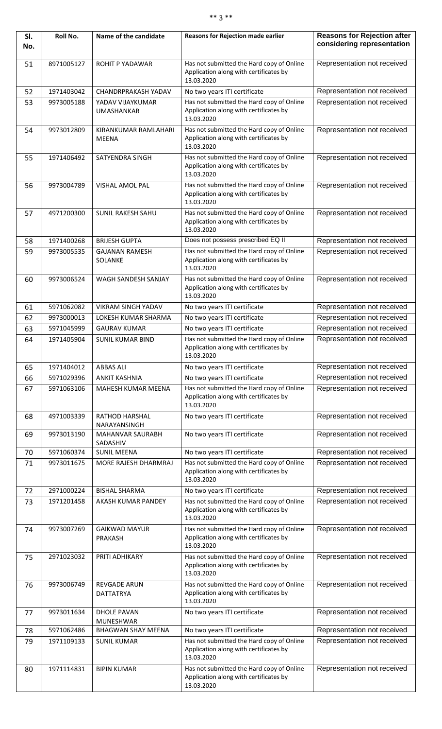| Sl. No. | Roll No. | Name of the candidate | Reasons for Rejection made earlier | Reasons for Rejection after considering representation |
|---|---|---|---|---|
| 51 | 8971005127 | ROHIT P YADAWAR | Has not submitted the Hard copy of Online Application along with certificates by 13.03.2020 | Representation not received |
| 52 | 1971403042 | CHANDRPRAKASH YADAV | No two years ITI certificate | Representation not received |
| 53 | 9973005188 | YADAV VIJAYKUMAR UMASHANKAR | Has not submitted the Hard copy of Online Application along with certificates by 13.03.2020 | Representation not received |
| 54 | 9973012809 | KIRANKUMAR RAMLAHARI MEENA | Has not submitted the Hard copy of Online Application along with certificates by 13.03.2020 | Representation not received |
| 55 | 1971406492 | SATYENDRA SINGH | Has not submitted the Hard copy of Online Application along with certificates by 13.03.2020 | Representation not received |
| 56 | 9973004789 | VISHAL AMOL PAL | Has not submitted the Hard copy of Online Application along with certificates by 13.03.2020 | Representation not received |
| 57 | 4971200300 | SUNIL RAKESH SAHU | Has not submitted the Hard copy of Online Application along with certificates by 13.03.2020 | Representation not received |
| 58 | 1971400268 | BRIJESH GUPTA | Does not possess prescribed EQ II | Representation not received |
| 59 | 9973005535 | GAJANAN RAMESH SOLANKE | Has not submitted the Hard copy of Online Application along with certificates by 13.03.2020 | Representation not received |
| 60 | 9973006524 | WAGH SANDESH SANJAY | Has not submitted the Hard copy of Online Application along with certificates by 13.03.2020 | Representation not received |
| 61 | 5971062082 | VIKRAM SINGH YADAV | No two years ITI certificate | Representation not received |
| 62 | 9973000013 | LOKESH KUMAR SHARMA | No two years ITI certificate | Representation not received |
| 63 | 5971045999 | GAURAV KUMAR | No two years ITI certificate | Representation not received |
| 64 | 1971405904 | SUNIL KUMAR BIND | Has not submitted the Hard copy of Online Application along with certificates by 13.03.2020 | Representation not received |
| 65 | 1971404012 | ABBAS ALI | No two years ITI certificate | Representation not received |
| 66 | 5971029396 | ANKIT KASHNIA | No two years ITI certificate | Representation not received |
| 67 | 5971063106 | MAHESH KUMAR MEENA | Has not submitted the Hard copy of Online Application along with certificates by 13.03.2020 | Representation not received |
| 68 | 4971003339 | RATHOD HARSHAL NARAYANSINGH | No two years ITI certificate | Representation not received |
| 69 | 9973013190 | MAHANVAR SAURABH SADASHIV | No two years ITI certificate | Representation not received |
| 70 | 5971060374 | SUNIL MEENA | No two years ITI certificate | Representation not received |
| 71 | 9973011675 | MORE RAJESH DHARMRAJ | Has not submitted the Hard copy of Online Application along with certificates by 13.03.2020 | Representation not received |
| 72 | 2971000224 | BISHAL SHARMA | No two years ITI certificate | Representation not received |
| 73 | 1971201458 | AKASH KUMAR PANDEY | Has not submitted the Hard copy of Online Application along with certificates by 13.03.2020 | Representation not received |
| 74 | 9973007269 | GAIKWAD MAYUR PRAKASH | Has not submitted the Hard copy of Online Application along with certificates by 13.03.2020 | Representation not received |
| 75 | 2971023032 | PRITI ADHIKARY | Has not submitted the Hard copy of Online Application along with certificates by 13.03.2020 | Representation not received |
| 76 | 9973006749 | REVGADE ARUN DATTATRYA | Has not submitted the Hard copy of Online Application along with certificates by 13.03.2020 | Representation not received |
| 77 | 9973011634 | DHOLE PAVAN MUNESHWAR | No two years ITI certificate | Representation not received |
| 78 | 5971062486 | BHAGWAN SHAY MEENA | No two years ITI certificate | Representation not received |
| 79 | 1971109133 | SUNIL KUMAR | Has not submitted the Hard copy of Online Application along with certificates by 13.03.2020 | Representation not received |
| 80 | 1971114831 | BIPIN KUMAR | Has not submitted the Hard copy of Online Application along with certificates by 13.03.2020 | Representation not received |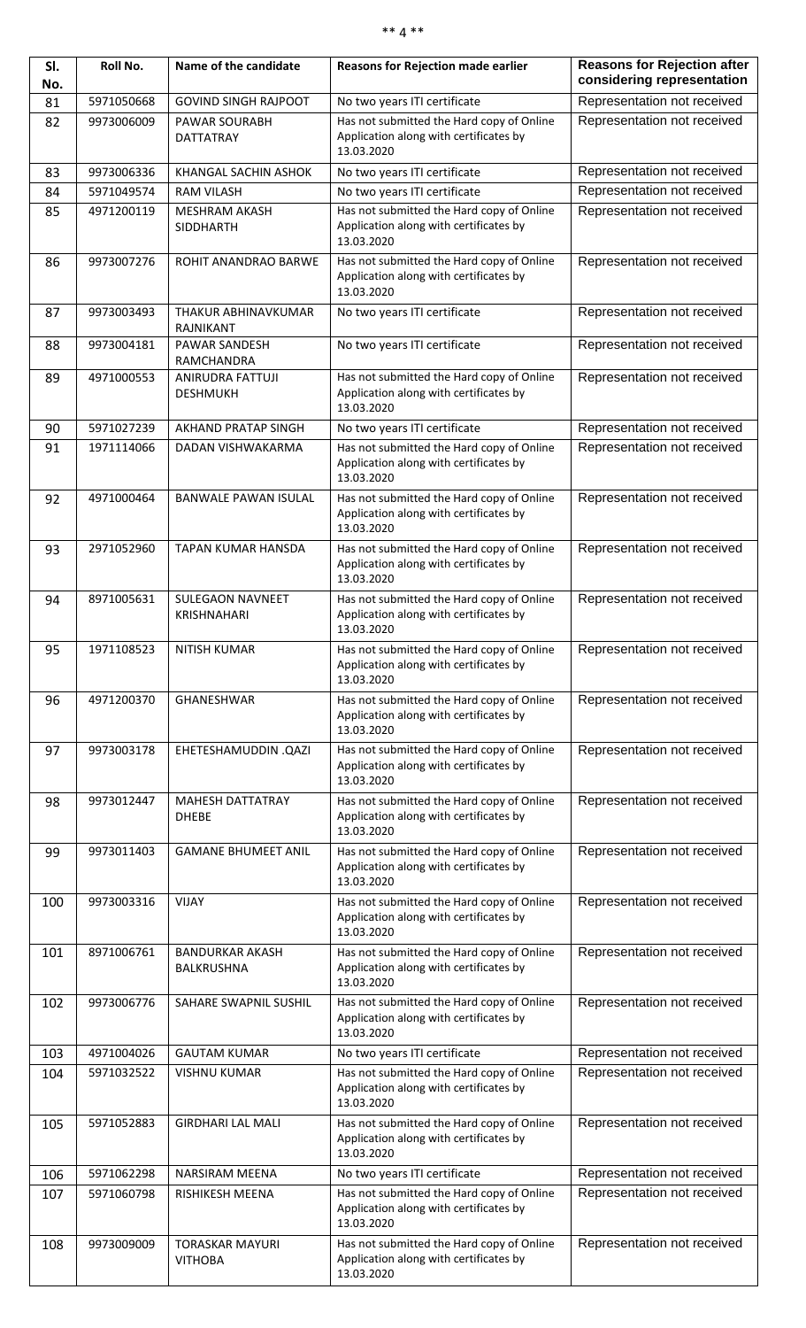| Sl. No. | Roll No. | Name of the candidate | Reasons for Rejection made earlier | Reasons for Rejection after considering representation |
|---|---|---|---|---|
| 81 | 5971050668 | GOVIND SINGH RAJPOOT | No two years ITI certificate | Representation not received |
| 82 | 9973006009 | PAWAR SOURABH DATTATRAY | Has not submitted the Hard copy of Online Application along with certificates by 13.03.2020 | Representation not received |
| 83 | 9973006336 | KHANGAL SACHIN ASHOK | No two years ITI certificate | Representation not received |
| 84 | 5971049574 | RAM VILASH | No two years ITI certificate | Representation not received |
| 85 | 4971200119 | MESHRAM AKASH SIDDHARTH | Has not submitted the Hard copy of Online Application along with certificates by 13.03.2020 | Representation not received |
| 86 | 9973007276 | ROHIT ANANDRAO BARWE | Has not submitted the Hard copy of Online Application along with certificates by 13.03.2020 | Representation not received |
| 87 | 9973003493 | THAKUR ABHINAVKUMAR RAJNIKANT | No two years ITI certificate | Representation not received |
| 88 | 9973004181 | PAWAR SANDESH RAMCHANDRA | No two years ITI certificate | Representation not received |
| 89 | 4971000553 | ANIRUDRA FATTUJI DESHMUKH | Has not submitted the Hard copy of Online Application along with certificates by 13.03.2020 | Representation not received |
| 90 | 5971027239 | AKHAND PRATAP SINGH | No two years ITI certificate | Representation not received |
| 91 | 1971114066 | DADAN VISHWAKARMA | Has not submitted the Hard copy of Online Application along with certificates by 13.03.2020 | Representation not received |
| 92 | 4971000464 | BANWALE PAWAN ISULAL | Has not submitted the Hard copy of Online Application along with certificates by 13.03.2020 | Representation not received |
| 93 | 2971052960 | TAPAN KUMAR HANSDA | Has not submitted the Hard copy of Online Application along with certificates by 13.03.2020 | Representation not received |
| 94 | 8971005631 | SULEGAON NAVNEET KRISHNAHARI | Has not submitted the Hard copy of Online Application along with certificates by 13.03.2020 | Representation not received |
| 95 | 1971108523 | NITISH KUMAR | Has not submitted the Hard copy of Online Application along with certificates by 13.03.2020 | Representation not received |
| 96 | 4971200370 | GHANESHWAR | Has not submitted the Hard copy of Online Application along with certificates by 13.03.2020 | Representation not received |
| 97 | 9973003178 | EHETESHAMUDDIN .QAZI | Has not submitted the Hard copy of Online Application along with certificates by 13.03.2020 | Representation not received |
| 98 | 9973012447 | MAHESH DATTATRAY DHEBE | Has not submitted the Hard copy of Online Application along with certificates by 13.03.2020 | Representation not received |
| 99 | 9973011403 | GAMANE BHUMEET ANIL | Has not submitted the Hard copy of Online Application along with certificates by 13.03.2020 | Representation not received |
| 100 | 9973003316 | VIJAY | Has not submitted the Hard copy of Online Application along with certificates by 13.03.2020 | Representation not received |
| 101 | 8971006761 | BANDURKAR AKASH BALKRUSHNA | Has not submitted the Hard copy of Online Application along with certificates by 13.03.2020 | Representation not received |
| 102 | 9973006776 | SAHARE SWAPNIL SUSHIL | Has not submitted the Hard copy of Online Application along with certificates by 13.03.2020 | Representation not received |
| 103 | 4971004026 | GAUTAM KUMAR | No two years ITI certificate | Representation not received |
| 104 | 5971032522 | VISHNU KUMAR | Has not submitted the Hard copy of Online Application along with certificates by 13.03.2020 | Representation not received |
| 105 | 5971052883 | GIRDHARI LAL MALI | Has not submitted the Hard copy of Online Application along with certificates by 13.03.2020 | Representation not received |
| 106 | 5971062298 | NARSIRAM MEENA | No two years ITI certificate | Representation not received |
| 107 | 5971060798 | RISHIKESH MEENA | Has not submitted the Hard copy of Online Application along with certificates by 13.03.2020 | Representation not received |
| 108 | 9973009009 | TORASKAR MAYURI VITHOBA | Has not submitted the Hard copy of Online Application along with certificates by 13.03.2020 | Representation not received |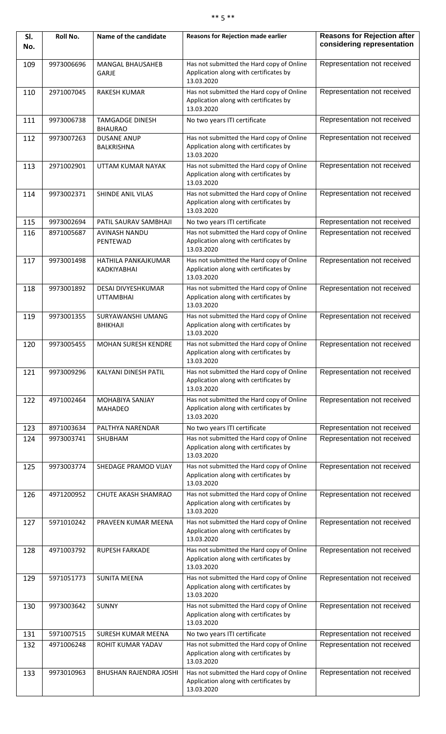| Sl. No. | Roll No. | Name of the candidate | Reasons for Rejection made earlier | Reasons for Rejection after considering representation |
|---|---|---|---|---|
| 109 | 9973006696 | MANGAL BHAUSAHEB GARJE | Has not submitted the Hard copy of Online Application along with certificates by 13.03.2020 | Representation not received |
| 110 | 2971007045 | RAKESH KUMAR | Has not submitted the Hard copy of Online Application along with certificates by 13.03.2020 | Representation not received |
| 111 | 9973006738 | TAMGADGE DINESH BHAURAO | No two years ITI certificate | Representation not received |
| 112 | 9973007263 | DUSANE ANUP BALKRISHNA | Has not submitted the Hard copy of Online Application along with certificates by 13.03.2020 | Representation not received |
| 113 | 2971002901 | UTTAM KUMAR NAYAK | Has not submitted the Hard copy of Online Application along with certificates by 13.03.2020 | Representation not received |
| 114 | 9973002371 | SHINDE ANIL VILAS | Has not submitted the Hard copy of Online Application along with certificates by 13.03.2020 | Representation not received |
| 115 | 9973002694 | PATIL SAURAV SAMBHAJI | No two years ITI certificate | Representation not received |
| 116 | 8971005687 | AVINASH NANDU PENTEWAD | Has not submitted the Hard copy of Online Application along with certificates by 13.03.2020 | Representation not received |
| 117 | 9973001498 | HATHILA PANKAJKUMAR KADKIYABHAI | Has not submitted the Hard copy of Online Application along with certificates by 13.03.2020 | Representation not received |
| 118 | 9973001892 | DESAI DIVYESHKUMAR UTTAMBHAI | Has not submitted the Hard copy of Online Application along with certificates by 13.03.2020 | Representation not received |
| 119 | 9973001355 | SURYAWANSHI UMANG BHIKHAJI | Has not submitted the Hard copy of Online Application along with certificates by 13.03.2020 | Representation not received |
| 120 | 9973005455 | MOHAN SURESH KENDRE | Has not submitted the Hard copy of Online Application along with certificates by 13.03.2020 | Representation not received |
| 121 | 9973009296 | KALYANI DINESH PATIL | Has not submitted the Hard copy of Online Application along with certificates by 13.03.2020 | Representation not received |
| 122 | 4971002464 | MOHABIYA SANJAY MAHADEO | Has not submitted the Hard copy of Online Application along with certificates by 13.03.2020 | Representation not received |
| 123 | 8971003634 | PALTHYA NARENDAR | No two years ITI certificate | Representation not received |
| 124 | 9973003741 | SHUBHAM | Has not submitted the Hard copy of Online Application along with certificates by 13.03.2020 | Representation not received |
| 125 | 9973003774 | SHEDAGE PRAMOD VIJAY | Has not submitted the Hard copy of Online Application along with certificates by 13.03.2020 | Representation not received |
| 126 | 4971200952 | CHUTE AKASH SHAMRAO | Has not submitted the Hard copy of Online Application along with certificates by 13.03.2020 | Representation not received |
| 127 | 5971010242 | PRAVEEN KUMAR MEENA | Has not submitted the Hard copy of Online Application along with certificates by 13.03.2020 | Representation not received |
| 128 | 4971003792 | RUPESH FARKADE | Has not submitted the Hard copy of Online Application along with certificates by 13.03.2020 | Representation not received |
| 129 | 5971051773 | SUNITA MEENA | Has not submitted the Hard copy of Online Application along with certificates by 13.03.2020 | Representation not received |
| 130 | 9973003642 | SUNNY | Has not submitted the Hard copy of Online Application along with certificates by 13.03.2020 | Representation not received |
| 131 | 5971007515 | SURESH KUMAR MEENA | No two years ITI certificate | Representation not received |
| 132 | 4971006248 | ROHIT KUMAR YADAV | Has not submitted the Hard copy of Online Application along with certificates by 13.03.2020 | Representation not received |
| 133 | 9973010963 | BHUSHAN RAJENDRA JOSHI | Has not submitted the Hard copy of Online Application along with certificates by 13.03.2020 | Representation not received |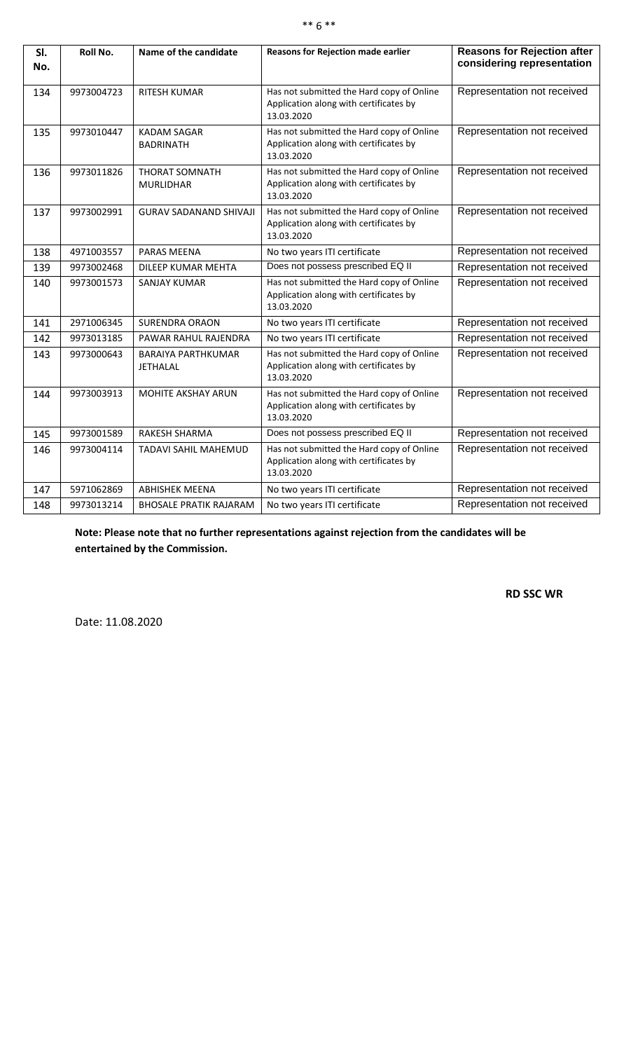| Sl. No. | Roll No. | Name of the candidate | Reasons for Rejection made earlier | Reasons for Rejection after considering representation |
|---|---|---|---|---|
| 134 | 9973004723 | RITESH KUMAR | Has not submitted the Hard copy of Online Application along with certificates by 13.03.2020 | Representation not received |
| 135 | 9973010447 | KADAM SAGAR BADRINATH | Has not submitted the Hard copy of Online Application along with certificates by 13.03.2020 | Representation not received |
| 136 | 9973011826 | THORAT SOMNATH MURLIDHAR | Has not submitted the Hard copy of Online Application along with certificates by 13.03.2020 | Representation not received |
| 137 | 9973002991 | GURAV SADANAND SHIVAJI | Has not submitted the Hard copy of Online Application along with certificates by 13.03.2020 | Representation not received |
| 138 | 4971003557 | PARAS MEENA | No two years ITI certificate | Representation not received |
| 139 | 9973002468 | DILEEP KUMAR MEHTA | Does not possess prescribed EQ II | Representation not received |
| 140 | 9973001573 | SANJAY KUMAR | Has not submitted the Hard copy of Online Application along with certificates by 13.03.2020 | Representation not received |
| 141 | 2971006345 | SURENDRA ORAON | No two years ITI certificate | Representation not received |
| 142 | 9973013185 | PAWAR RAHUL RAJENDRA | No two years ITI certificate | Representation not received |
| 143 | 9973000643 | BARAIYA PARTHKUMAR JETHALAL | Has not submitted the Hard copy of Online Application along with certificates by 13.03.2020 | Representation not received |
| 144 | 9973003913 | MOHITE AKSHAY ARUN | Has not submitted the Hard copy of Online Application along with certificates by 13.03.2020 | Representation not received |
| 145 | 9973001589 | RAKESH SHARMA | Does not possess prescribed EQ II | Representation not received |
| 146 | 9973004114 | TADAVI SAHIL MAHEMUD | Has not submitted the Hard copy of Online Application along with certificates by 13.03.2020 | Representation not received |
| 147 | 5971062869 | ABHISHEK MEENA | No two years ITI certificate | Representation not received |
| 148 | 9973013214 | BHOSALE PRATIK RAJARAM | No two years ITI certificate | Representation not received |

**Note: Please note that no further representations against rejection from the candidates will be entertained by the Commission.**

**RD SSC WR**

Date: 11.08.2020